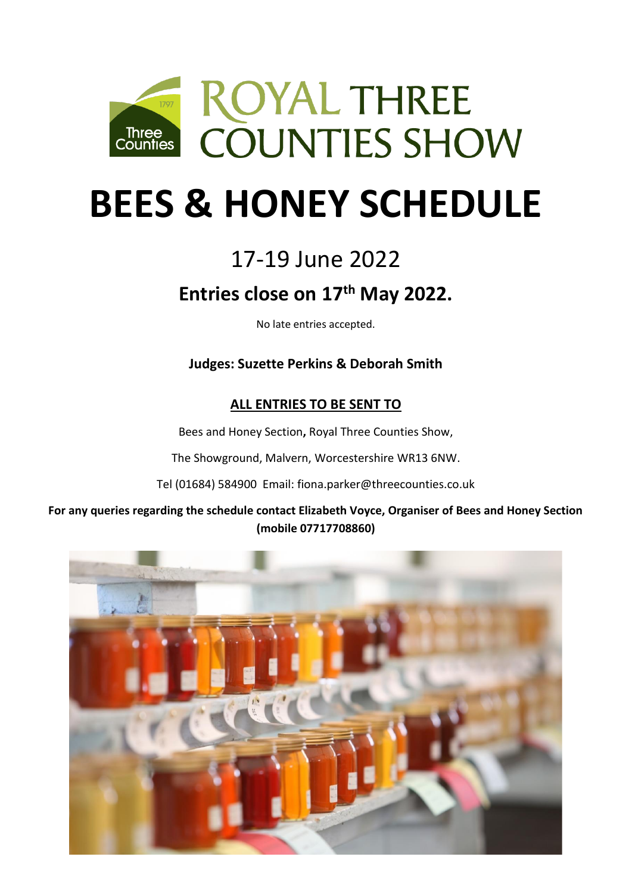# ROYAL THREE COUNTIES SHOW

# BEES & HONEY SCHEDULE

## 17-19 June 2022

### Entries close on 17th May 2022.

No late entries accepted.

**Judges: Suzette Perkins & Deborah Smith**

**ALL ENTRIES TO BE SENT TO**

Bees and Honey Section**,** Royal Three Counties Show,

The Showground, Malvern, Worcestershire WR13 6NW.

Tel (01684) 584900 Email: fiona.parker@threecounties.co.uk

**For any queries regarding the schedule contact Elizabeth Voyce, Organiser of Bees and Honey Section (mobile 07717708860)**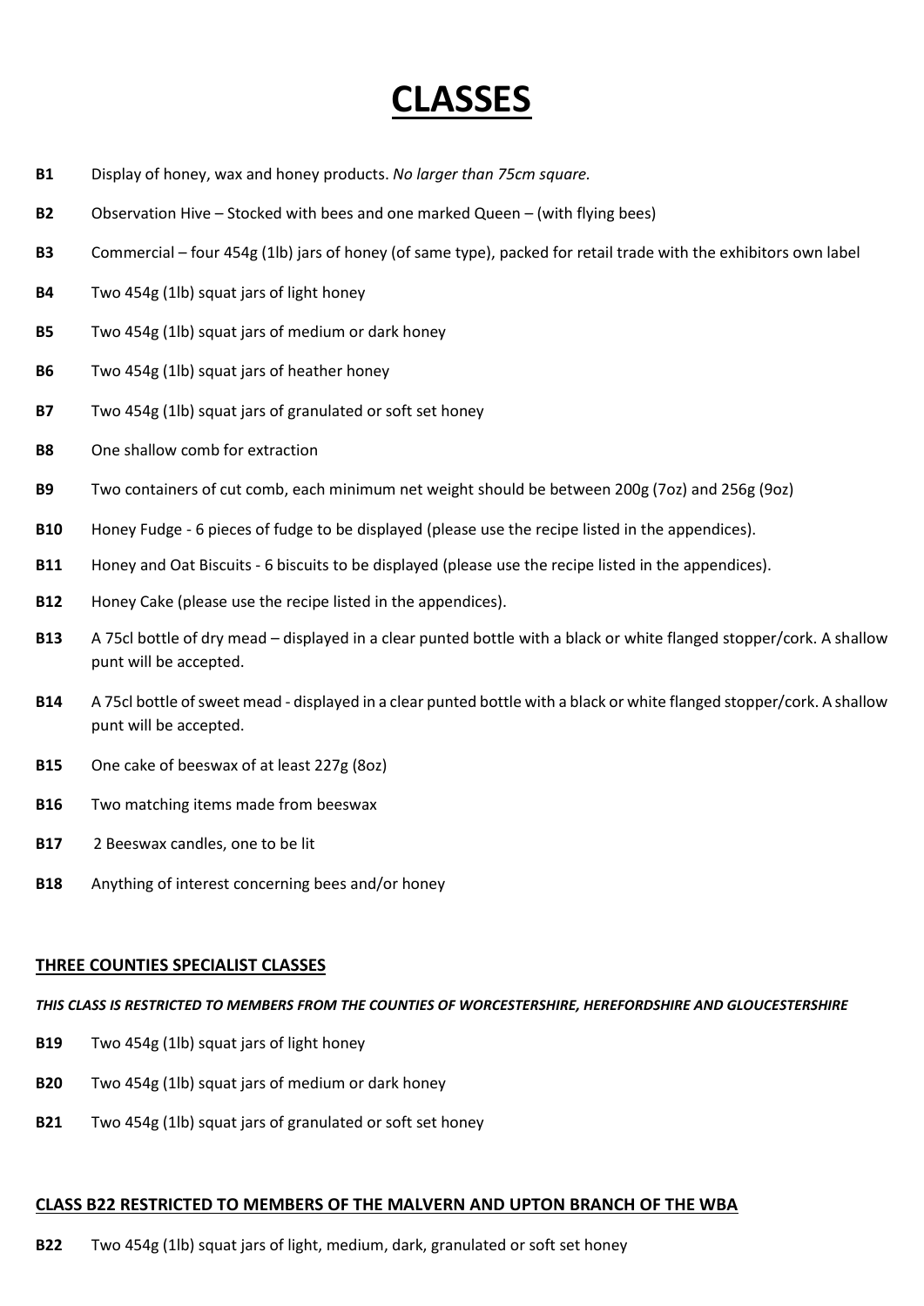# CLASSES

**B1** Display of honey, wax and honey products. *No larger than 75cm square.*

**B2** Observation Hive – Stocked with bees and one marked Queen – (with flying bees)

**B3** Commercial – four 454g (1lb) jars of honey (of same type), packed for retail trade with the exhibitors own label

**B4** Two 454g (1lb) squat jars of light honey

**B5** Two 454g (1lb) squat jars of medium or dark honey

**B6** Two 454g (1lb) squat jars of heather honey

**B7** Two 454g (1lb) squat jars of granulated or soft set honey

**B8** One shallow comb for extraction

**B9** Two containers of cut comb, each minimum net weight should be between 200g (7oz) and 256g (9oz)

**B10** Honey Fudge - 6 pieces of fudge to be displayed (please use the recipe listed in the appendices).

**B11** Honey and Oat Biscuits - 6 biscuits to be displayed (please use the recipe listed in the appendices).

**B12** Honey Cake (please use the recipe listed in the appendices).

**B13** A 75cl bottle of dry mead – displayed in a clear punted bottle with a black or white flanged stopper/cork. A shallow punt will be accepted.

**B14** A 75cl bottle of sweet mead - displayed in a clear punted bottle with a black or white flanged stopper/cork. A shallow punt will be accepted.

**B15** One cake of beeswax of at least 227g (8oz)

**B16** Two matching items made from beeswax

**B17** 2 Beeswax candles, one to be lit

**B18** Anything of interest concerning bees and/or honey

## THREE COUNTIES SPECIALIST CLASSES

***THIS CLASS IS RESTRICTED TO MEMBERS FROM THE COUNTIES OF WORCESTERSHIRE, HEREFORDSHIRE AND GLOUCESTERSHIRE***

**B19** Two 454g (1lb) squat jars of light honey

**B20** Two 454g (1lb) squat jars of medium or dark honey

**B21** Two 454g (1lb) squat jars of granulated or soft set honey

## CLASS B22 RESTRICTED TO MEMBERS OF THE MALVERN AND UPTON BRANCH OF THE WBA

**B22** Two 454g (1lb) squat jars of light, medium, dark, granulated or soft set honey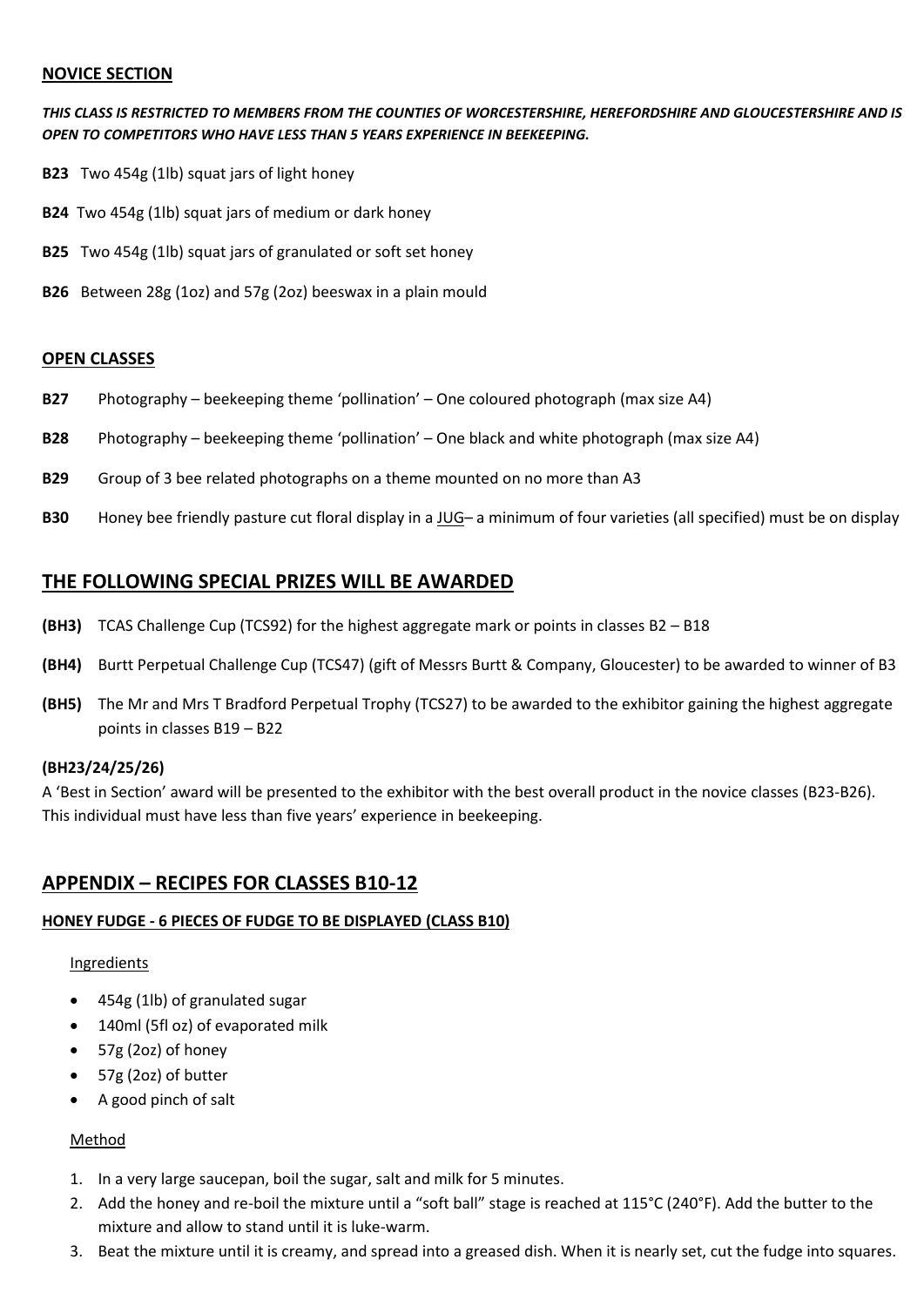## NOVICE SECTION

***THIS CLASS IS RESTRICTED TO MEMBERS FROM THE COUNTIES OF WORCESTERSHIRE, HEREFORDSHIRE AND GLOUCESTERSHIRE AND IS OPEN TO COMPETITORS WHO HAVE LESS THAN 5 YEARS EXPERIENCE IN BEEKEEPING.***

**B23** Two 454g (1lb) squat jars of light honey

**B24** Two 454g (1lb) squat jars of medium or dark honey

**B25** Two 454g (1lb) squat jars of granulated or soft set honey

**B26** Between 28g (1oz) and 57g (2oz) beeswax in a plain mould

## OPEN CLASSES

**B27** Photography – beekeeping theme 'pollination' – One coloured photograph (max size A4)

**B28** Photography – beekeeping theme 'pollination' – One black and white photograph (max size A4)

**B29** Group of 3 bee related photographs on a theme mounted on no more than A3

**B30** Honey bee friendly pasture cut floral display in a JUG– a minimum of four varieties (all specified) must be on display

## THE FOLLOWING SPECIAL PRIZES WILL BE AWARDED

**(BH3)** TCAS Challenge Cup (TCS92) for the highest aggregate mark or points in classes B2 – B18

**(BH4)** Burtt Perpetual Challenge Cup (TCS47) (gift of Messrs Burtt & Company, Gloucester) to be awarded to winner of B3

**(BH5)** The Mr and Mrs T Bradford Perpetual Trophy (TCS27) to be awarded to the exhibitor gaining the highest aggregate points in classes B19 – B22

**(BH23/24/25/26)**

A 'Best in Section' award will be presented to the exhibitor with the best overall product in the novice classes (B23-B26). This individual must have less than five years' experience in beekeeping.

## APPENDIX – RECIPES FOR CLASSES B10-12

### HONEY FUDGE - 6 PIECES OF FUDGE TO BE DISPLAYED (CLASS B10)

Ingredients

- 454g (1lb) of granulated sugar
- 140ml (5fl oz) of evaporated milk
- 57g (2oz) of honey
- 57g (2oz) of butter
- A good pinch of salt

Method

1. In a very large saucepan, boil the sugar, salt and milk for 5 minutes.
2. Add the honey and re-boil the mixture until a "soft ball" stage is reached at 115°C (240°F). Add the butter to the mixture and allow to stand until it is luke-warm.
3. Beat the mixture until it is creamy, and spread into a greased dish. When it is nearly set, cut the fudge into squares.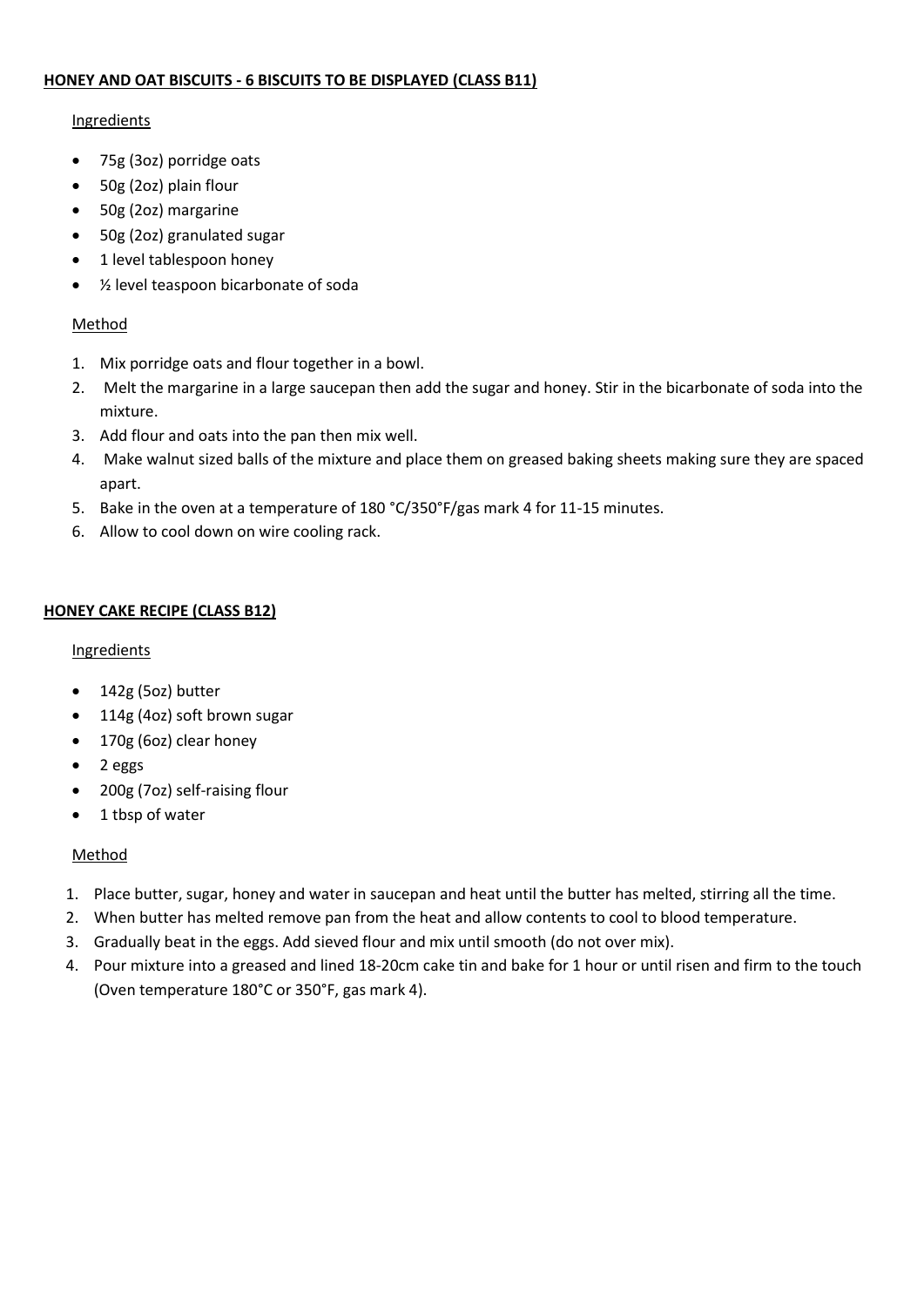**HONEY AND OAT BISCUITS - 6 BISCUITS TO BE DISPLAYED (CLASS B11)**

Ingredients

- 75g (3oz) porridge oats
- 50g (2oz) plain flour
- 50g (2oz) margarine
- 50g (2oz) granulated sugar
- 1 level tablespoon honey
- ½ level teaspoon bicarbonate of soda

Method

1. Mix porridge oats and flour together in a bowl.
2. Melt the margarine in a large saucepan then add the sugar and honey. Stir in the bicarbonate of soda into the mixture.
3. Add flour and oats into the pan then mix well.
4. Make walnut sized balls of the mixture and place them on greased baking sheets making sure they are spaced apart.
5. Bake in the oven at a temperature of 180 °C/350°F/gas mark 4 for 11-15 minutes.
6. Allow to cool down on wire cooling rack.

**HONEY CAKE RECIPE (CLASS B12)**

Ingredients

- 142g (5oz) butter
- 114g (4oz) soft brown sugar
- 170g (6oz) clear honey
- 2 eggs
- 200g (7oz) self-raising flour
- 1 tbsp of water

Method

1. Place butter, sugar, honey and water in saucepan and heat until the butter has melted, stirring all the time.
2. When butter has melted remove pan from the heat and allow contents to cool to blood temperature.
3. Gradually beat in the eggs. Add sieved flour and mix until smooth (do not over mix).
4. Pour mixture into a greased and lined 18-20cm cake tin and bake for 1 hour or until risen and firm to the touch (Oven temperature 180°C or 350°F, gas mark 4).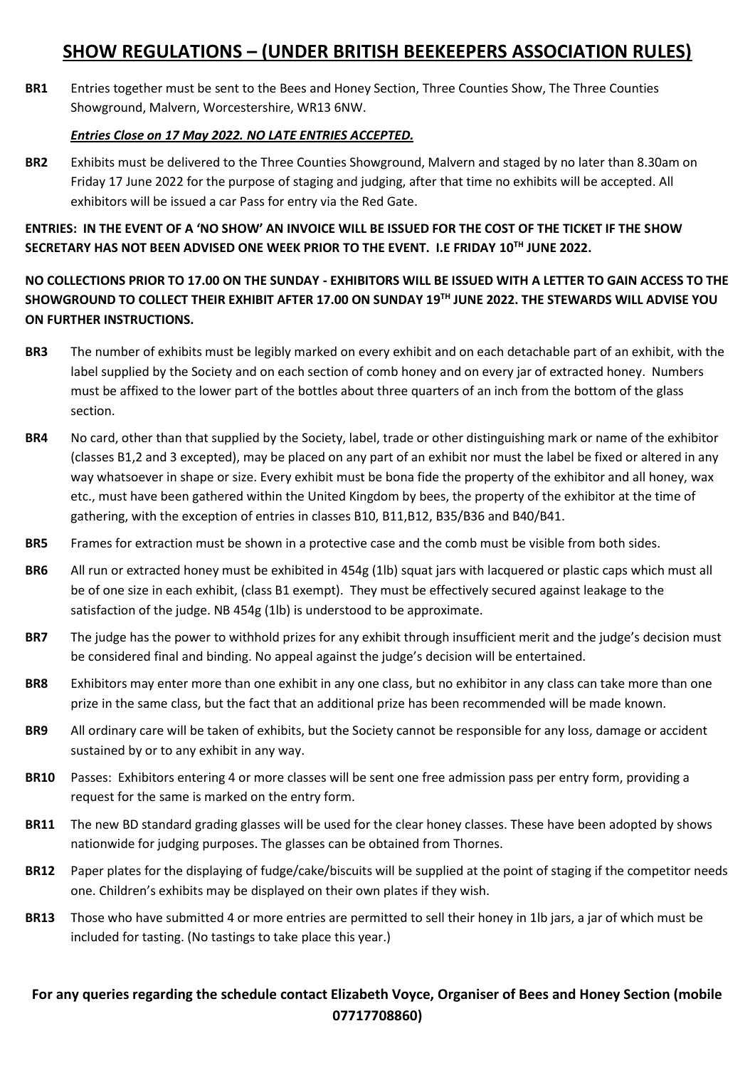# SHOW REGULATIONS – (UNDER BRITISH BEEKEEPERS ASSOCIATION RULES)

**BR1** Entries together must be sent to the Bees and Honey Section, Three Counties Show, The Three Counties Showground, Malvern, Worcestershire, WR13 6NW.

***Entries Close on 17 May 2022. NO LATE ENTRIES ACCEPTED.***

**BR2** Exhibits must be delivered to the Three Counties Showground, Malvern and staged by no later than 8.30am on Friday 17 June 2022 for the purpose of staging and judging, after that time no exhibits will be accepted. All exhibitors will be issued a car Pass for entry via the Red Gate.

**ENTRIES: IN THE EVENT OF A 'NO SHOW' AN INVOICE WILL BE ISSUED FOR THE COST OF THE TICKET IF THE SHOW SECRETARY HAS NOT BEEN ADVISED ONE WEEK PRIOR TO THE EVENT. I.E FRIDAY 10TH JUNE 2022.**

**NO COLLECTIONS PRIOR TO 17.00 ON THE SUNDAY - EXHIBITORS WILL BE ISSUED WITH A LETTER TO GAIN ACCESS TO THE SHOWGROUND TO COLLECT THEIR EXHIBIT AFTER 17.00 ON SUNDAY 19TH JUNE 2022. THE STEWARDS WILL ADVISE YOU ON FURTHER INSTRUCTIONS.**

**BR3** The number of exhibits must be legibly marked on every exhibit and on each detachable part of an exhibit, with the label supplied by the Society and on each section of comb honey and on every jar of extracted honey. Numbers must be affixed to the lower part of the bottles about three quarters of an inch from the bottom of the glass section.

**BR4** No card, other than that supplied by the Society, label, trade or other distinguishing mark or name of the exhibitor (classes B1,2 and 3 excepted), may be placed on any part of an exhibit nor must the label be fixed or altered in any way whatsoever in shape or size. Every exhibit must be bona fide the property of the exhibitor and all honey, wax etc., must have been gathered within the United Kingdom by bees, the property of the exhibitor at the time of gathering, with the exception of entries in classes B10, B11,B12, B35/B36 and B40/B41.

**BR5** Frames for extraction must be shown in a protective case and the comb must be visible from both sides.

**BR6** All run or extracted honey must be exhibited in 454g (1lb) squat jars with lacquered or plastic caps which must all be of one size in each exhibit, (class B1 exempt). They must be effectively secured against leakage to the satisfaction of the judge. NB 454g (1lb) is understood to be approximate.

**BR7** The judge has the power to withhold prizes for any exhibit through insufficient merit and the judge's decision must be considered final and binding. No appeal against the judge's decision will be entertained.

**BR8** Exhibitors may enter more than one exhibit in any one class, but no exhibitor in any class can take more than one prize in the same class, but the fact that an additional prize has been recommended will be made known.

**BR9** All ordinary care will be taken of exhibits, but the Society cannot be responsible for any loss, damage or accident sustained by or to any exhibit in any way.

**BR10** Passes: Exhibitors entering 4 or more classes will be sent one free admission pass per entry form, providing a request for the same is marked on the entry form.

**BR11** The new BD standard grading glasses will be used for the clear honey classes. These have been adopted by shows nationwide for judging purposes. The glasses can be obtained from Thornes.

**BR12** Paper plates for the displaying of fudge/cake/biscuits will be supplied at the point of staging if the competitor needs one. Children's exhibits may be displayed on their own plates if they wish.

**BR13** Those who have submitted 4 or more entries are permitted to sell their honey in 1lb jars, a jar of which must be included for tasting. (No tastings to take place this year.)

**For any queries regarding the schedule contact Elizabeth Voyce, Organiser of Bees and Honey Section (mobile 07717708860)**